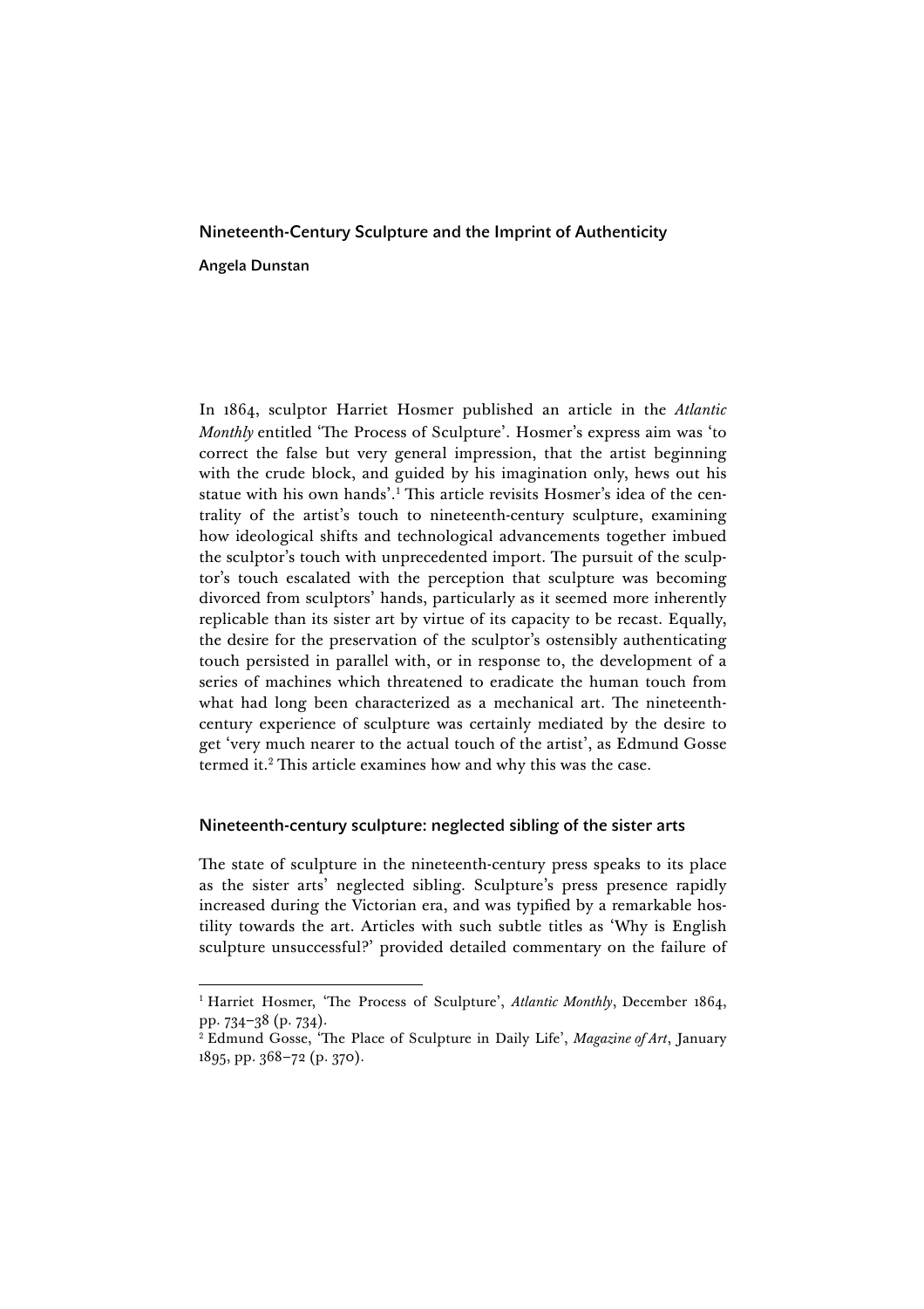# Nineteenth-Century Sculpture and the Imprint of Authenticity

Angela Dunstan

In 1864, sculptor Harriet Hosmer published an article in the *Atlantic Monthly* entitled 'The Process of Sculpture'. Hosmer's express aim was 'to correct the false but very general impression, that the artist beginning with the crude block, and guided by his imagination only, hews out his statue with his own hands'.[1] This article revisits Hosmer's idea of the centrality of the artist's touch to nineteenth-century sculpture, examining how ideological shifts and technological advancements together imbued the sculptor's touch with unprecedented import. The pursuit of the sculptor's touch escalated with the perception that sculpture was becoming divorced from sculptors' hands, particularly as it seemed more inherently replicable than its sister art by virtue of its capacity to be recast. Equally, the desire for the preservation of the sculptor's ostensibly authenticating touch persisted in parallel with, or in response to, the development of a series of machines which threatened to eradicate the human touch from what had long been characterized as a mechanical art. The nineteenth-century experience of sculpture was certainly mediated by the desire to get 'very much nearer to the actual touch of the artist', as Edmund Gosse termed it.[2] This article examines how and why this was the case.

## Nineteenth-century sculpture: neglected sibling of the sister arts

The state of sculpture in the nineteenth-century press speaks to its place as the sister arts' neglected sibling. Sculpture's press presence rapidly increased during the Victorian era, and was typified by a remarkable hostility towards the art. Articles with such subtle titles as 'Why is English sculpture unsuccessful?' provided detailed commentary on the failure of

---

[1] Harriet Hosmer, 'The Process of Sculpture', *Atlantic Monthly*, December 1864, pp. 734–38 (p. 734).

[2] Edmund Gosse, 'The Place of Sculpture in Daily Life', *Magazine of Art*, January 1895, pp. 368–72 (p. 370).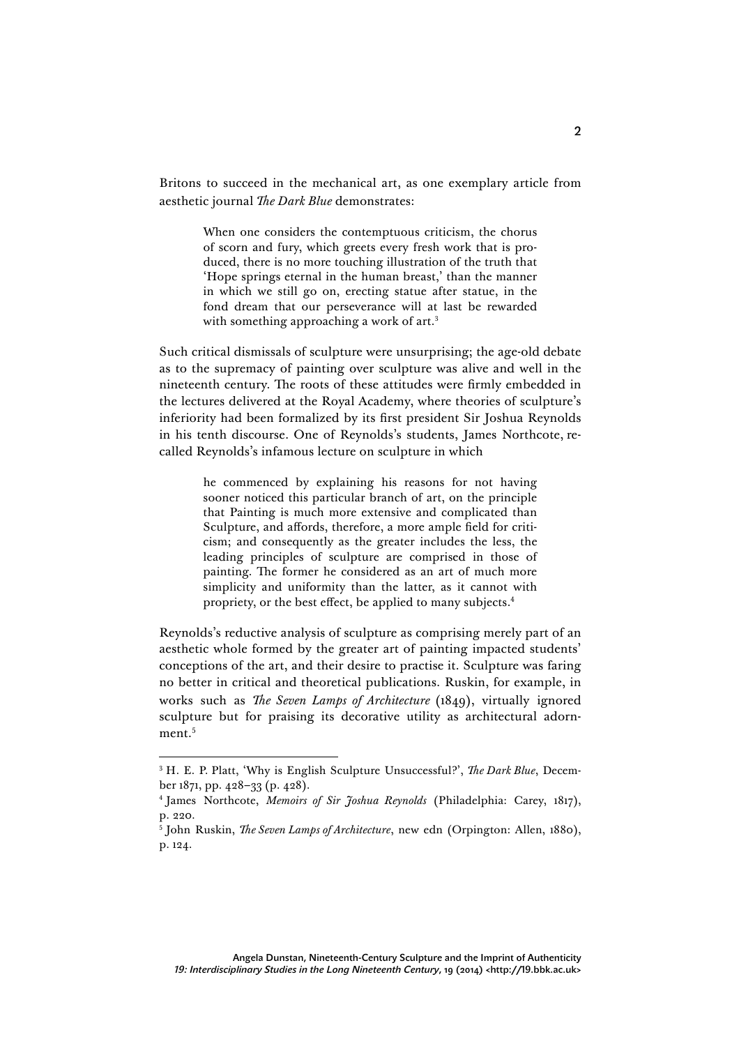Britons to succeed in the mechanical art, as one exemplary article from aesthetic journal *The Dark Blue* demonstrates:

> When one considers the contemptuous criticism, the chorus of scorn and fury, which greets every fresh work that is produced, there is no more touching illustration of the truth that 'Hope springs eternal in the human breast,' than the manner in which we still go on, erecting statue after statue, in the fond dream that our perseverance will at last be rewarded with something approaching a work of art.[3]

Such critical dismissals of sculpture were unsurprising; the age-old debate as to the supremacy of painting over sculpture was alive and well in the nineteenth century. The roots of these attitudes were firmly embedded in the lectures delivered at the Royal Academy, where theories of sculpture's inferiority had been formalized by its first president Sir Joshua Reynolds in his tenth discourse. One of Reynolds's students, James Northcote, recalled Reynolds's infamous lecture on sculpture in which

> he commenced by explaining his reasons for not having sooner noticed this particular branch of art, on the principle that Painting is much more extensive and complicated than Sculpture, and affords, therefore, a more ample field for criticism; and consequently as the greater includes the less, the leading principles of sculpture are comprised in those of painting. The former he considered as an art of much more simplicity and uniformity than the latter, as it cannot with propriety, or the best effect, be applied to many subjects.[4]

Reynolds's reductive analysis of sculpture as comprising merely part of an aesthetic whole formed by the greater art of painting impacted students' conceptions of the art, and their desire to practise it. Sculpture was faring no better in critical and theoretical publications. Ruskin, for example, in works such as *The Seven Lamps of Architecture* (1849), virtually ignored sculpture but for praising its decorative utility as architectural adornment.[5]

---

[3] H. E. P. Platt, 'Why is English Sculpture Unsuccessful?', *The Dark Blue*, December 1871, pp. 428–33 (p. 428).

[4] James Northcote, *Memoirs of Sir Joshua Reynolds* (Philadelphia: Carey, 1817), p. 220.

[5] John Ruskin, *The Seven Lamps of Architecture*, new edn (Orpington: Allen, 1880), p. 124.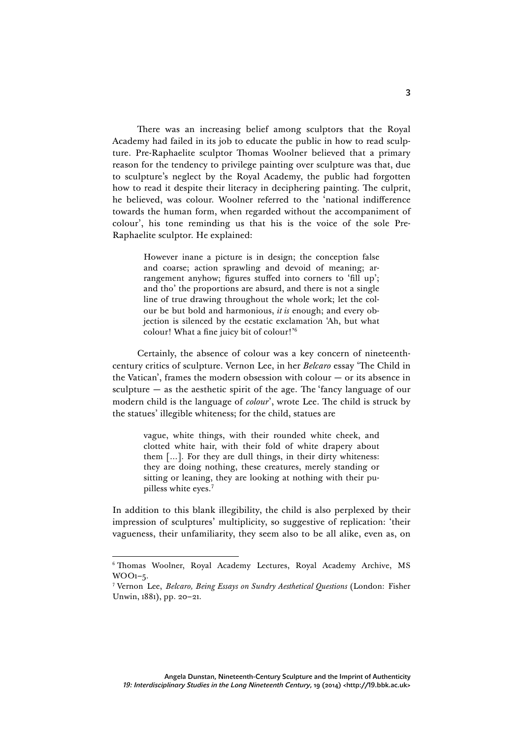There was an increasing belief among sculptors that the Royal Academy had failed in its job to educate the public in how to read sculpture. Pre-Raphaelite sculptor Thomas Woolner believed that a primary reason for the tendency to privilege painting over sculpture was that, due to sculpture's neglect by the Royal Academy, the public had forgotten how to read it despite their literacy in deciphering painting. The culprit, he believed, was colour. Woolner referred to the 'national indifference towards the human form, when regarded without the accompaniment of colour', his tone reminding us that his is the voice of the sole Pre-Raphaelite sculptor. He explained:

> However inane a picture is in design; the conception false and coarse; action sprawling and devoid of meaning; arrangement anyhow; figures stuffed into corners to 'fill up'; and tho' the proportions are absurd, and there is not a single line of true drawing throughout the whole work; let the colour be but bold and harmonious, *it is* enough; and every objection is silenced by the ecstatic exclamation 'Ah, but what colour! What a fine juicy bit of colour!'[6]

Certainly, the absence of colour was a key concern of nineteenth-century critics of sculpture. Vernon Lee, in her *Belcaro* essay 'The Child in the Vatican', frames the modern obsession with colour — or its absence in sculpture — as the aesthetic spirit of the age. The 'fancy language of our modern child is the language of *colour*', wrote Lee. The child is struck by the statues' illegible whiteness; for the child, statues are

> vague, white things, with their rounded white cheek, and clotted white hair, with their fold of white drapery about them [...]. For they are dull things, in their dirty whiteness: they are doing nothing, these creatures, merely standing or sitting or leaning, they are looking at nothing with their pupilless white eyes.[7]

In addition to this blank illegibility, the child is also perplexed by their impression of sculptures' multiplicity, so suggestive of replication: 'their vagueness, their unfamiliarity, they seem also to be all alike, even as, on

---

[6] Thomas Woolner, Royal Academy Lectures, Royal Academy Archive, MS WOO1–5.

[7] Vernon Lee, *Belcaro, Being Essays on Sundry Aesthetical Questions* (London: Fisher Unwin, 1881), pp. 20–21.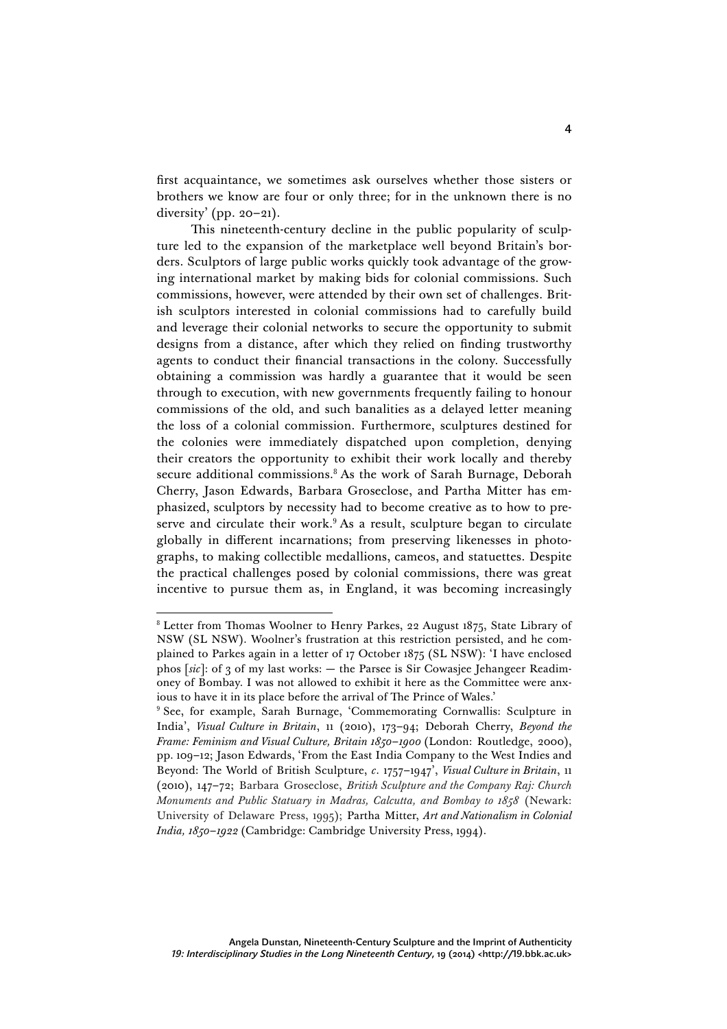first acquaintance, we sometimes ask ourselves whether those sisters or brothers we know are four or only three; for in the unknown there is no diversity' (pp. 20–21).

This nineteenth-century decline in the public popularity of sculpture led to the expansion of the marketplace well beyond Britain's borders. Sculptors of large public works quickly took advantage of the growing international market by making bids for colonial commissions. Such commissions, however, were attended by their own set of challenges. British sculptors interested in colonial commissions had to carefully build and leverage their colonial networks to secure the opportunity to submit designs from a distance, after which they relied on finding trustworthy agents to conduct their financial transactions in the colony. Successfully obtaining a commission was hardly a guarantee that it would be seen through to execution, with new governments frequently failing to honour commissions of the old, and such banalities as a delayed letter meaning the loss of a colonial commission. Furthermore, sculptures destined for the colonies were immediately dispatched upon completion, denying their creators the opportunity to exhibit their work locally and thereby secure additional commissions.[8] As the work of Sarah Burnage, Deborah Cherry, Jason Edwards, Barbara Groseclose, and Partha Mitter has emphasized, sculptors by necessity had to become creative as to how to preserve and circulate their work.[9] As a result, sculpture began to circulate globally in different incarnations; from preserving likenesses in photographs, to making collectible medallions, cameos, and statuettes. Despite the practical challenges posed by colonial commissions, there was great incentive to pursue them as, in England, it was becoming increasingly

---

[8] Letter from Thomas Woolner to Henry Parkes, 22 August 1875, State Library of NSW (SL NSW). Woolner's frustration at this restriction persisted, and he complained to Parkes again in a letter of 17 October 1875 (SL NSW): 'I have enclosed phos [*sic*]: of 3 of my last works: — the Parsee is Sir Cowasjee Jehangeer Readimoney of Bombay. I was not allowed to exhibit it here as the Committee were anxious to have it in its place before the arrival of The Prince of Wales.'

[9] See, for example, Sarah Burnage, 'Commemorating Cornwallis: Sculpture in India', *Visual Culture in Britain*, 11 (2010), 173–94; Deborah Cherry, *Beyond the Frame: Feminism and Visual Culture, Britain 1850–1900* (London: Routledge, 2000), pp. 109–12; Jason Edwards, 'From the East India Company to the West Indies and Beyond: The World of British Sculpture, *c*. 1757–1947', *Visual Culture in Britain*, 11 (2010), 147–72; Barbara Groseclose, *British Sculpture and the Company Raj: Church Monuments and Public Statuary in Madras, Calcutta, and Bombay to 1858* (Newark: University of Delaware Press, 1995); Partha Mitter, *Art and Nationalism in Colonial India, 1850–1922* (Cambridge: Cambridge University Press, 1994).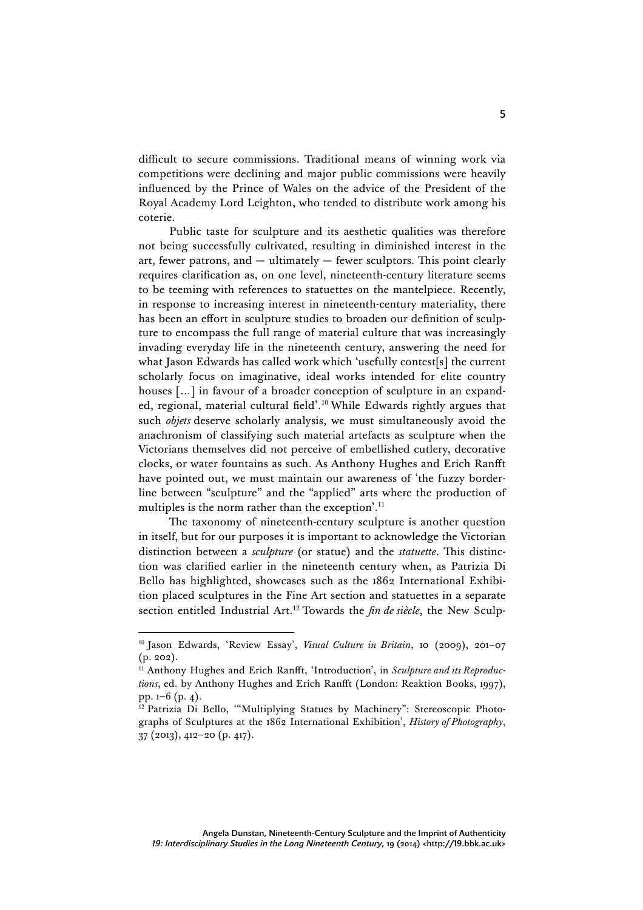difficult to secure commissions. Traditional means of winning work via competitions were declining and major public commissions were heavily influenced by the Prince of Wales on the advice of the President of the Royal Academy Lord Leighton, who tended to distribute work among his coterie.

Public taste for sculpture and its aesthetic qualities was therefore not being successfully cultivated, resulting in diminished interest in the art, fewer patrons, and — ultimately — fewer sculptors. This point clearly requires clarification as, on one level, nineteenth-century literature seems to be teeming with references to statuettes on the mantelpiece. Recently, in response to increasing interest in nineteenth-century materiality, there has been an effort in sculpture studies to broaden our definition of sculpture to encompass the full range of material culture that was increasingly invading everyday life in the nineteenth century, answering the need for what Jason Edwards has called work which 'usefully contest[s] the current scholarly focus on imaginative, ideal works intended for elite country houses […] in favour of a broader conception of sculpture in an expanded, regional, material cultural field'.[10] While Edwards rightly argues that such *objets* deserve scholarly analysis, we must simultaneously avoid the anachronism of classifying such material artefacts as sculpture when the Victorians themselves did not perceive of embellished cutlery, decorative clocks, or water fountains as such. As Anthony Hughes and Erich Ranfft have pointed out, we must maintain our awareness of 'the fuzzy borderline between "sculpture" and the "applied" arts where the production of multiples is the norm rather than the exception'.[11]

The taxonomy of nineteenth-century sculpture is another question in itself, but for our purposes it is important to acknowledge the Victorian distinction between a *sculpture* (or statue) and the *statuette*. This distinction was clarified earlier in the nineteenth century when, as Patrizia Di Bello has highlighted, showcases such as the 1862 International Exhibition placed sculptures in the Fine Art section and statuettes in a separate section entitled Industrial Art.[12] Towards the *fin de siècle*, the New Sculp-

---

[10] Jason Edwards, 'Review Essay', *Visual Culture in Britain*, 10 (2009), 201–07 (p. 202).

[11] Anthony Hughes and Erich Ranfft, 'Introduction', in *Sculpture and its Reproductions*, ed. by Anthony Hughes and Erich Ranfft (London: Reaktion Books, 1997), pp. 1–6 (p. 4).

[12] Patrizia Di Bello, '"Multiplying Statues by Machinery": Stereoscopic Photographs of Sculptures at the 1862 International Exhibition', *History of Photography*, 37 (2013), 412–20 (p. 417).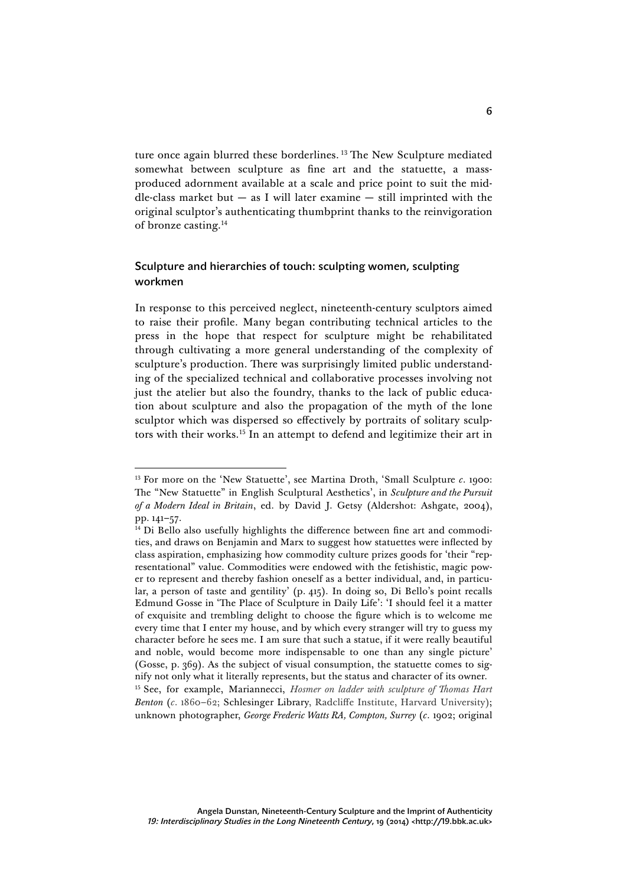ture once again blurred these borderlines. [13] The New Sculpture mediated somewhat between sculpture as fine art and the statuette, a mass-produced adornment available at a scale and price point to suit the middle-class market but — as I will later examine — still imprinted with the original sculptor's authenticating thumbprint thanks to the reinvigoration of bronze casting.[14]

## Sculpture and hierarchies of touch: sculpting women, sculpting workmen

In response to this perceived neglect, nineteenth-century sculptors aimed to raise their profile. Many began contributing technical articles to the press in the hope that respect for sculpture might be rehabilitated through cultivating a more general understanding of the complexity of sculpture's production. There was surprisingly limited public understanding of the specialized technical and collaborative processes involving not just the atelier but also the foundry, thanks to the lack of public education about sculpture and also the propagation of the myth of the lone sculptor which was dispersed so effectively by portraits of solitary sculptors with their works.[15] In an attempt to defend and legitimize their art in

---

[13] For more on the 'New Statuette', see Martina Droth, 'Small Sculpture *c.* 1900: The "New Statuette" in English Sculptural Aesthetics', in *Sculpture and the Pursuit of a Modern Ideal in Britain*, ed. by David J. Getsy (Aldershot: Ashgate, 2004), pp. 141–57.

[14] Di Bello also usefully highlights the difference between fine art and commodities, and draws on Benjamin and Marx to suggest how statuettes were inflected by class aspiration, emphasizing how commodity culture prizes goods for 'their "representational" value. Commodities were endowed with the fetishistic, magic power to represent and thereby fashion oneself as a better individual, and, in particular, a person of taste and gentility' (p. 415). In doing so, Di Bello's point recalls Edmund Gosse in 'The Place of Sculpture in Daily Life': 'I should feel it a matter of exquisite and trembling delight to choose the figure which is to welcome me every time that I enter my house, and by which every stranger will try to guess my character before he sees me. I am sure that such a statue, if it were really beautiful and noble, would become more indispensable to one than any single picture' (Gosse, p. 369). As the subject of visual consumption, the statuette comes to signify not only what it literally represents, but the status and character of its owner.

[15] See, for example, Mariannecci, *Hosmer on ladder with sculpture of Thomas Hart Benton* (*c.* 1860–62; Schlesinger Library, Radcliffe Institute, Harvard University); unknown photographer, *George Frederic Watts RA, Compton, Surrey* (*c.* 1902; original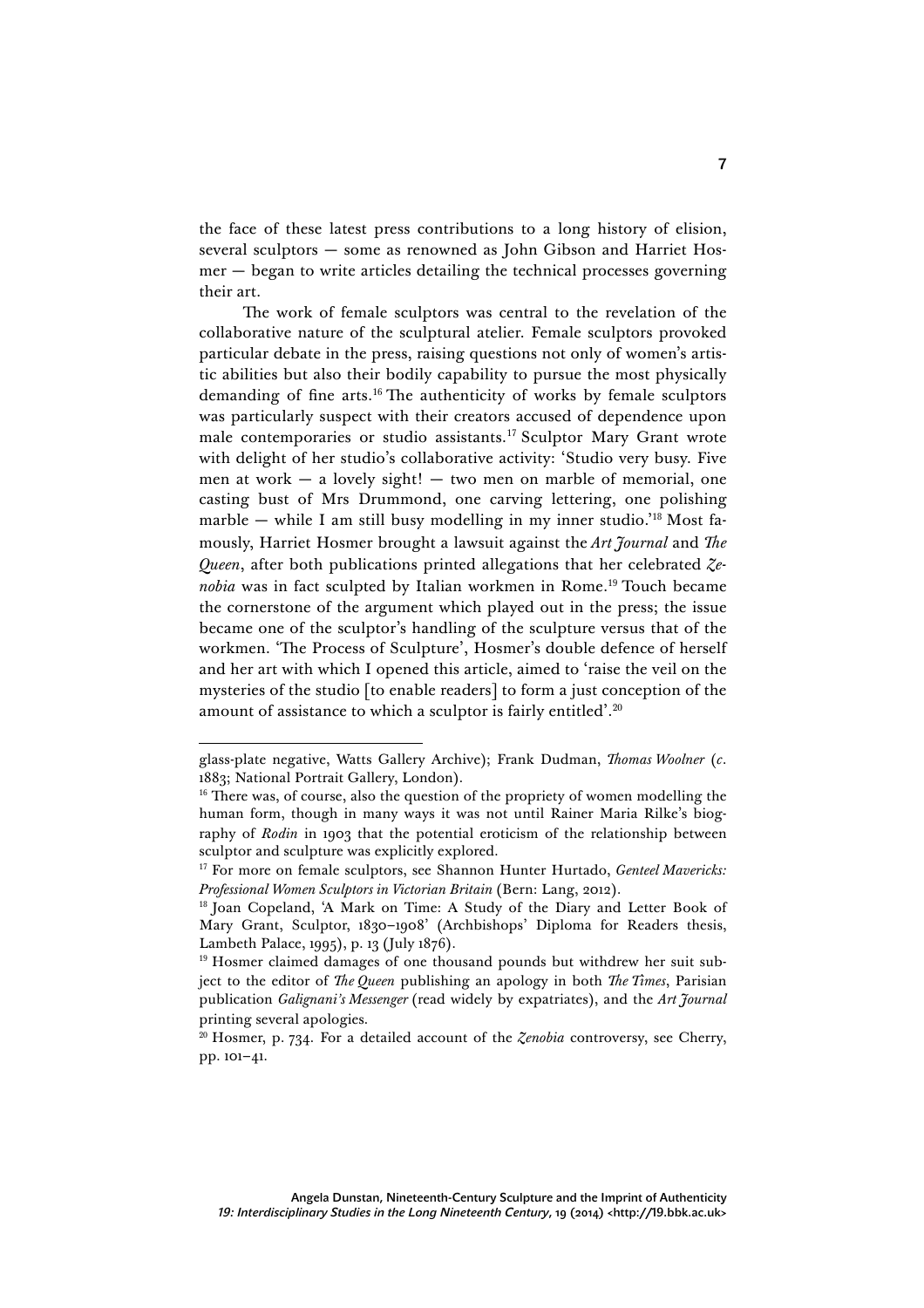the face of these latest press contributions to a long history of elision, several sculptors — some as renowned as John Gibson and Harriet Hosmer — began to write articles detailing the technical processes governing their art.

The work of female sculptors was central to the revelation of the collaborative nature of the sculptural atelier. Female sculptors provoked particular debate in the press, raising questions not only of women's artistic abilities but also their bodily capability to pursue the most physically demanding of fine arts.[16] The authenticity of works by female sculptors was particularly suspect with their creators accused of dependence upon male contemporaries or studio assistants.[17] Sculptor Mary Grant wrote with delight of her studio's collaborative activity: 'Studio very busy. Five men at work — a lovely sight! — two men on marble of memorial, one casting bust of Mrs Drummond, one carving lettering, one polishing marble — while I am still busy modelling in my inner studio.'[18] Most famously, Harriet Hosmer brought a lawsuit against the *Art Journal* and *The Queen*, after both publications printed allegations that her celebrated *Zenobia* was in fact sculpted by Italian workmen in Rome.[19] Touch became the cornerstone of the argument which played out in the press; the issue became one of the sculptor's handling of the sculpture versus that of the workmen. 'The Process of Sculpture', Hosmer's double defence of herself and her art with which I opened this article, aimed to 'raise the veil on the mysteries of the studio [to enable readers] to form a just conception of the amount of assistance to which a sculptor is fairly entitled'.[20]

---

glass-plate negative, Watts Gallery Archive); Frank Dudman, *Thomas Woolner* (*c.* 1883; National Portrait Gallery, London).

[16] There was, of course, also the question of the propriety of women modelling the human form, though in many ways it was not until Rainer Maria Rilke's biography of *Rodin* in 1903 that the potential eroticism of the relationship between sculptor and sculpture was explicitly explored.

[17] For more on female sculptors, see Shannon Hunter Hurtado, *Genteel Mavericks: Professional Women Sculptors in Victorian Britain* (Bern: Lang, 2012).

[18] Joan Copeland, 'A Mark on Time: A Study of the Diary and Letter Book of Mary Grant, Sculptor, 1830–1908' (Archbishops' Diploma for Readers thesis, Lambeth Palace, 1995), p. 13 (July 1876).

[19] Hosmer claimed damages of one thousand pounds but withdrew her suit subject to the editor of *The Queen* publishing an apology in both *The Times*, Parisian publication *Galignani's Messenger* (read widely by expatriates), and the *Art Journal* printing several apologies.

[20] Hosmer, p. 734. For a detailed account of the *Zenobia* controversy, see Cherry, pp. 101–41.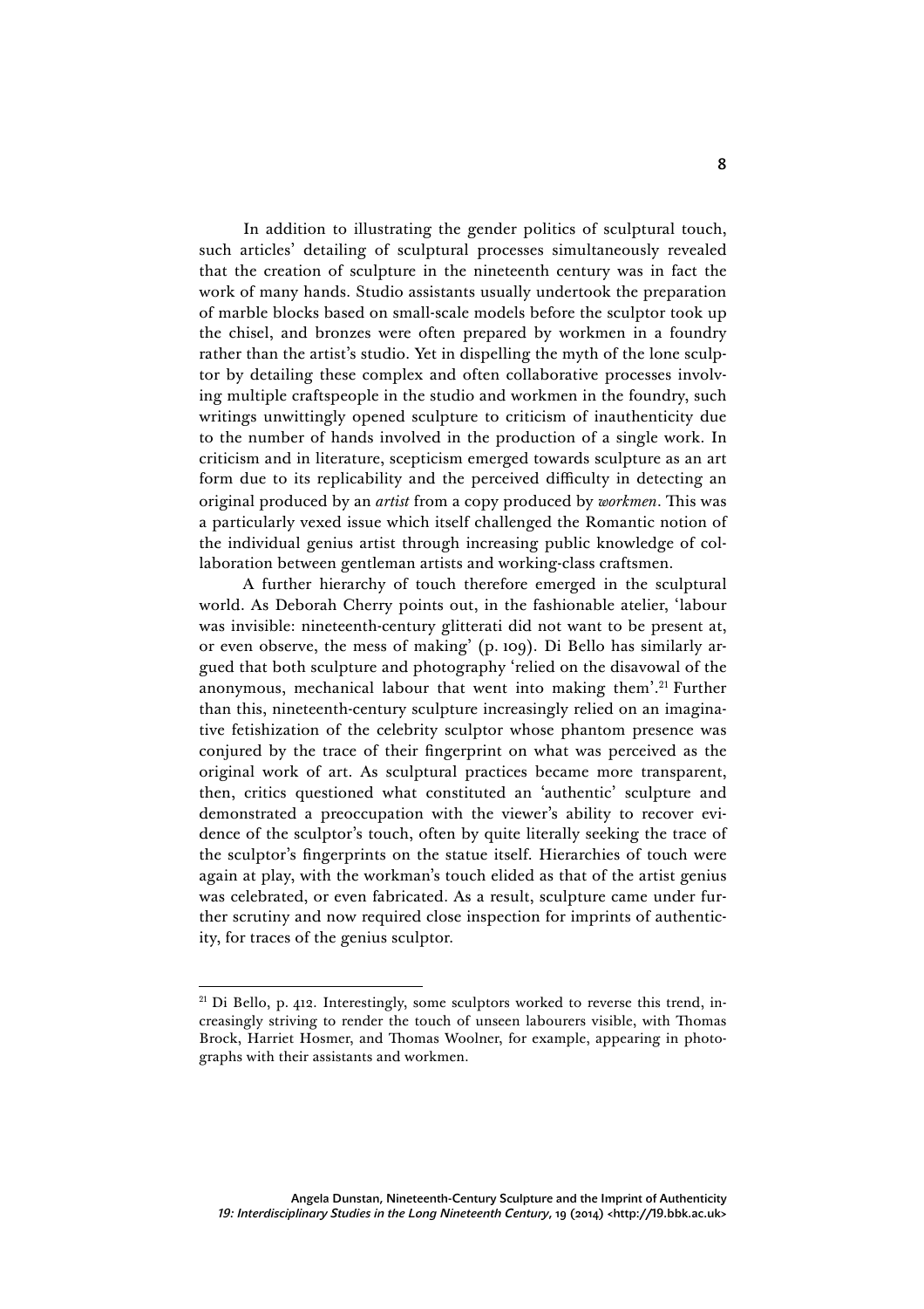In addition to illustrating the gender politics of sculptural touch, such articles' detailing of sculptural processes simultaneously revealed that the creation of sculpture in the nineteenth century was in fact the work of many hands. Studio assistants usually undertook the preparation of marble blocks based on small-scale models before the sculptor took up the chisel, and bronzes were often prepared by workmen in a foundry rather than the artist's studio. Yet in dispelling the myth of the lone sculptor by detailing these complex and often collaborative processes involving multiple craftspeople in the studio and workmen in the foundry, such writings unwittingly opened sculpture to criticism of inauthenticity due to the number of hands involved in the production of a single work. In criticism and in literature, scepticism emerged towards sculpture as an art form due to its replicability and the perceived difficulty in detecting an original produced by an *artist* from a copy produced by *workmen*. This was a particularly vexed issue which itself challenged the Romantic notion of the individual genius artist through increasing public knowledge of collaboration between gentleman artists and working-class craftsmen.

A further hierarchy of touch therefore emerged in the sculptural world. As Deborah Cherry points out, in the fashionable atelier, 'labour was invisible: nineteenth-century glitterati did not want to be present at, or even observe, the mess of making' (p. 109). Di Bello has similarly argued that both sculpture and photography 'relied on the disavowal of the anonymous, mechanical labour that went into making them'.[21] Further than this, nineteenth-century sculpture increasingly relied on an imaginative fetishization of the celebrity sculptor whose phantom presence was conjured by the trace of their fingerprint on what was perceived as the original work of art. As sculptural practices became more transparent, then, critics questioned what constituted an 'authentic' sculpture and demonstrated a preoccupation with the viewer's ability to recover evidence of the sculptor's touch, often by quite literally seeking the trace of the sculptor's fingerprints on the statue itself. Hierarchies of touch were again at play, with the workman's touch elided as that of the artist genius was celebrated, or even fabricated. As a result, sculpture came under further scrutiny and now required close inspection for imprints of authenticity, for traces of the genius sculptor.

---

[21] Di Bello, p. 412. Interestingly, some sculptors worked to reverse this trend, increasingly striving to render the touch of unseen labourers visible, with Thomas Brock, Harriet Hosmer, and Thomas Woolner, for example, appearing in photographs with their assistants and workmen.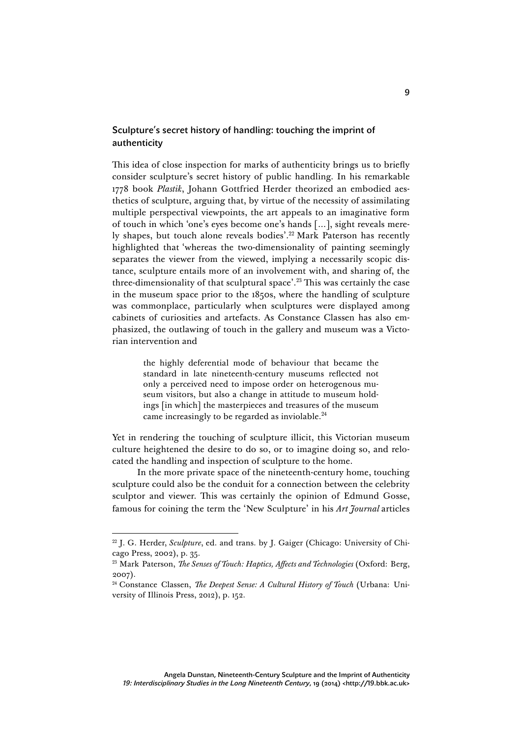## Sculpture's secret history of handling: touching the imprint of authenticity

This idea of close inspection for marks of authenticity brings us to briefly consider sculpture's secret history of public handling. In his remarkable 1778 book *Plastik*, Johann Gottfried Herder theorized an embodied aesthetics of sculpture, arguing that, by virtue of the necessity of assimilating multiple perspectival viewpoints, the art appeals to an imaginative form of touch in which 'one's eyes become one's hands […], sight reveals merely shapes, but touch alone reveals bodies'.[22] Mark Paterson has recently highlighted that 'whereas the two-dimensionality of painting seemingly separates the viewer from the viewed, implying a necessarily scopic distance, sculpture entails more of an involvement with, and sharing of, the three-dimensionality of that sculptural space'.[23] This was certainly the case in the museum space prior to the 1850s, where the handling of sculpture was commonplace, particularly when sculptures were displayed among cabinets of curiosities and artefacts. As Constance Classen has also emphasized, the outlawing of touch in the gallery and museum was a Victorian intervention and

> the highly deferential mode of behaviour that became the standard in late nineteenth-century museums reflected not only a perceived need to impose order on heterogenous museum visitors, but also a change in attitude to museum holdings [in which] the masterpieces and treasures of the museum came increasingly to be regarded as inviolable.[24]

Yet in rendering the touching of sculpture illicit, this Victorian museum culture heightened the desire to do so, or to imagine doing so, and relocated the handling and inspection of sculpture to the home.

In the more private space of the nineteenth-century home, touching sculpture could also be the conduit for a connection between the celebrity sculptor and viewer. This was certainly the opinion of Edmund Gosse, famous for coining the term the 'New Sculpture' in his *Art Journal* articles

---

[22] J. G. Herder, *Sculpture*, ed. and trans. by J. Gaiger (Chicago: University of Chicago Press, 2002), p. 35.

[23] Mark Paterson, *The Senses of Touch: Haptics, Affects and Technologies* (Oxford: Berg, 2007).

[24] Constance Classen, *The Deepest Sense: A Cultural History of Touch* (Urbana: University of Illinois Press, 2012), p. 152.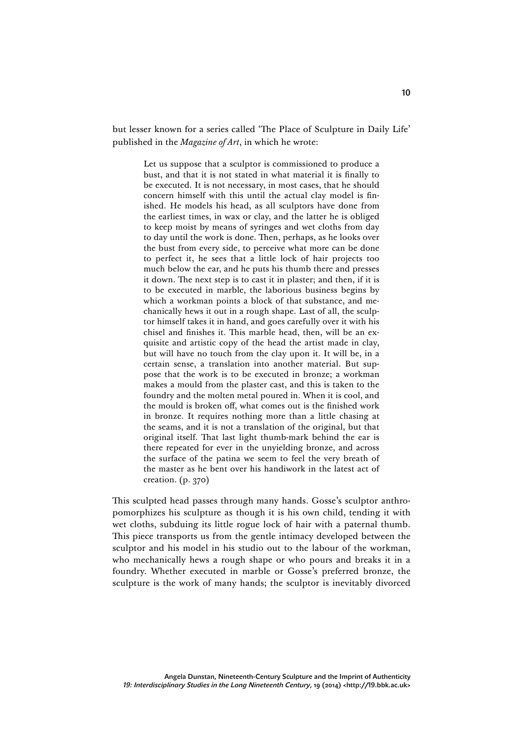but lesser known for a series called 'The Place of Sculpture in Daily Life' published in the *Magazine of Art*, in which he wrote:

> Let us suppose that a sculptor is commissioned to produce a bust, and that it is not stated in what material it is finally to be executed. It is not necessary, in most cases, that he should concern himself with this until the actual clay model is finished. He models his head, as all sculptors have done from the earliest times, in wax or clay, and the latter he is obliged to keep moist by means of syringes and wet cloths from day to day until the work is done. Then, perhaps, as he looks over the bust from every side, to perceive what more can be done to perfect it, he sees that a little lock of hair projects too much below the ear, and he puts his thumb there and presses it down. The next step is to cast it in plaster; and then, if it is to be executed in marble, the laborious business begins by which a workman points a block of that substance, and mechanically hews it out in a rough shape. Last of all, the sculptor himself takes it in hand, and goes carefully over it with his chisel and finishes it. This marble head, then, will be an exquisite and artistic copy of the head the artist made in clay, but will have no touch from the clay upon it. It will be, in a certain sense, a translation into another material. But suppose that the work is to be executed in bronze; a workman makes a mould from the plaster cast, and this is taken to the foundry and the molten metal poured in. When it is cool, and the mould is broken off, what comes out is the finished work in bronze. It requires nothing more than a little chasing at the seams, and it is not a translation of the original, but that original itself. That last light thumb-mark behind the ear is there repeated for ever in the unyielding bronze, and across the surface of the patina we seem to feel the very breath of the master as he bent over his handiwork in the latest act of creation. (p. 370)

This sculpted head passes through many hands. Gosse's sculptor anthropomorphizes his sculpture as though it is his own child, tending it with wet cloths, subduing its little rogue lock of hair with a paternal thumb. This piece transports us from the gentle intimacy developed between the sculptor and his model in his studio out to the labour of the workman, who mechanically hews a rough shape or who pours and breaks it in a foundry. Whether executed in marble or Gosse's preferred bronze, the sculpture is the work of many hands; the sculptor is inevitably divorced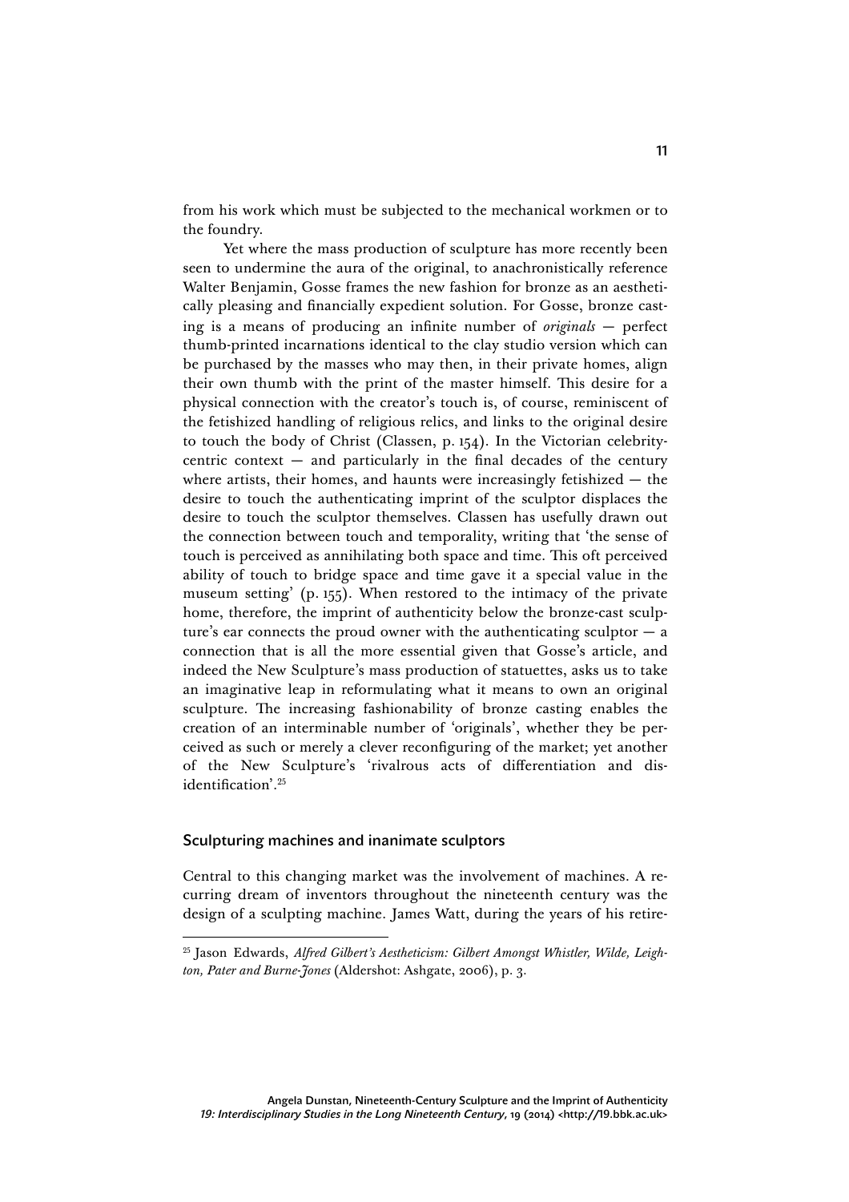from his work which must be subjected to the mechanical workmen or to the foundry.

Yet where the mass production of sculpture has more recently been seen to undermine the aura of the original, to anachronistically reference Walter Benjamin, Gosse frames the new fashion for bronze as an aesthetically pleasing and financially expedient solution. For Gosse, bronze casting is a means of producing an infinite number of *originals* — perfect thumb-printed incarnations identical to the clay studio version which can be purchased by the masses who may then, in their private homes, align their own thumb with the print of the master himself. This desire for a physical connection with the creator's touch is, of course, reminiscent of the fetishized handling of religious relics, and links to the original desire to touch the body of Christ (Classen, p. 154). In the Victorian celebrity-centric context — and particularly in the final decades of the century where artists, their homes, and haunts were increasingly fetishized — the desire to touch the authenticating imprint of the sculptor displaces the desire to touch the sculptor themselves. Classen has usefully drawn out the connection between touch and temporality, writing that 'the sense of touch is perceived as annihilating both space and time. This oft perceived ability of touch to bridge space and time gave it a special value in the museum setting' (p. 155). When restored to the intimacy of the private home, therefore, the imprint of authenticity below the bronze-cast sculpture's ear connects the proud owner with the authenticating sculptor — a connection that is all the more essential given that Gosse's article, and indeed the New Sculpture's mass production of statuettes, asks us to take an imaginative leap in reformulating what it means to own an original sculpture. The increasing fashionability of bronze casting enables the creation of an interminable number of 'originals', whether they be perceived as such or merely a clever reconfiguring of the market; yet another of the New Sculpture's 'rivalrous acts of differentiation and disidentification'.[25]

## Sculpturing machines and inanimate sculptors

Central to this changing market was the involvement of machines. A recurring dream of inventors throughout the nineteenth century was the design of a sculpting machine. James Watt, during the years of his retire-

[25] Jason Edwards, *Alfred Gilbert's Aestheticism: Gilbert Amongst Whistler, Wilde, Leighton, Pater and Burne-Jones* (Aldershot: Ashgate, 2006), p. 3.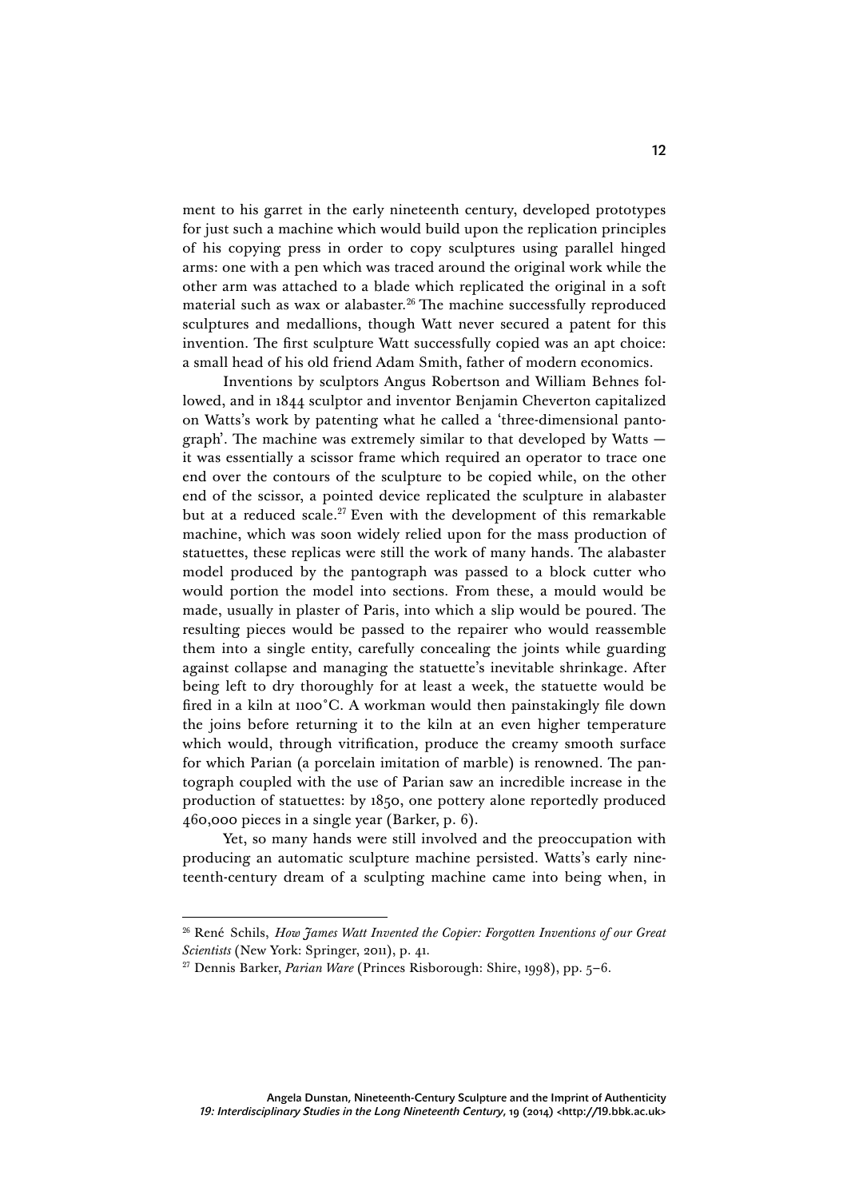ment to his garret in the early nineteenth century, developed prototypes for just such a machine which would build upon the replication principles of his copying press in order to copy sculptures using parallel hinged arms: one with a pen which was traced around the original work while the other arm was attached to a blade which replicated the original in a soft material such as wax or alabaster.[26] The machine successfully reproduced sculptures and medallions, though Watt never secured a patent for this invention. The first sculpture Watt successfully copied was an apt choice: a small head of his old friend Adam Smith, father of modern economics.

Inventions by sculptors Angus Robertson and William Behnes followed, and in 1844 sculptor and inventor Benjamin Cheverton capitalized on Watts's work by patenting what he called a 'three-dimensional pantograph'. The machine was extremely similar to that developed by Watts — it was essentially a scissor frame which required an operator to trace one end over the contours of the sculpture to be copied while, on the other end of the scissor, a pointed device replicated the sculpture in alabaster but at a reduced scale.[27] Even with the development of this remarkable machine, which was soon widely relied upon for the mass production of statuettes, these replicas were still the work of many hands. The alabaster model produced by the pantograph was passed to a block cutter who would portion the model into sections. From these, a mould would be made, usually in plaster of Paris, into which a slip would be poured. The resulting pieces would be passed to the repairer who would reassemble them into a single entity, carefully concealing the joints while guarding against collapse and managing the statuette's inevitable shrinkage. After being left to dry thoroughly for at least a week, the statuette would be fired in a kiln at 1100°C. A workman would then painstakingly file down the joins before returning it to the kiln at an even higher temperature which would, through vitrification, produce the creamy smooth surface for which Parian (a porcelain imitation of marble) is renowned. The pantograph coupled with the use of Parian saw an incredible increase in the production of statuettes: by 1850, one pottery alone reportedly produced 460,000 pieces in a single year (Barker, p. 6).

Yet, so many hands were still involved and the preoccupation with producing an automatic sculpture machine persisted. Watts's early nineteenth-century dream of a sculpting machine came into being when, in

---

[26] René Schils, *How James Watt Invented the Copier: Forgotten Inventions of our Great Scientists* (New York: Springer, 2011), p. 41.

[27] Dennis Barker, *Parian Ware* (Princes Risborough: Shire, 1998), pp. 5–6.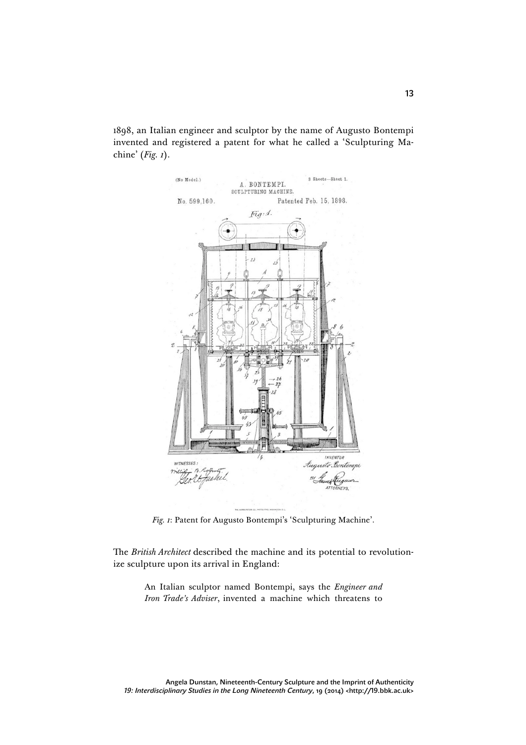1898, an Italian engineer and sculptor by the name of Augusto Bontempi invented and registered a patent for what he called a 'Sculpturing Machine' (*Fig. 1*).

*Fig. 1*: Patent for Augusto Bontempi's 'Sculpturing Machine'.

The *British Architect* described the machine and its potential to revolutionize sculpture upon its arrival in England:

> An Italian sculptor named Bontempi, says the *Engineer and Iron Trade's Adviser*, invented a machine which threatens to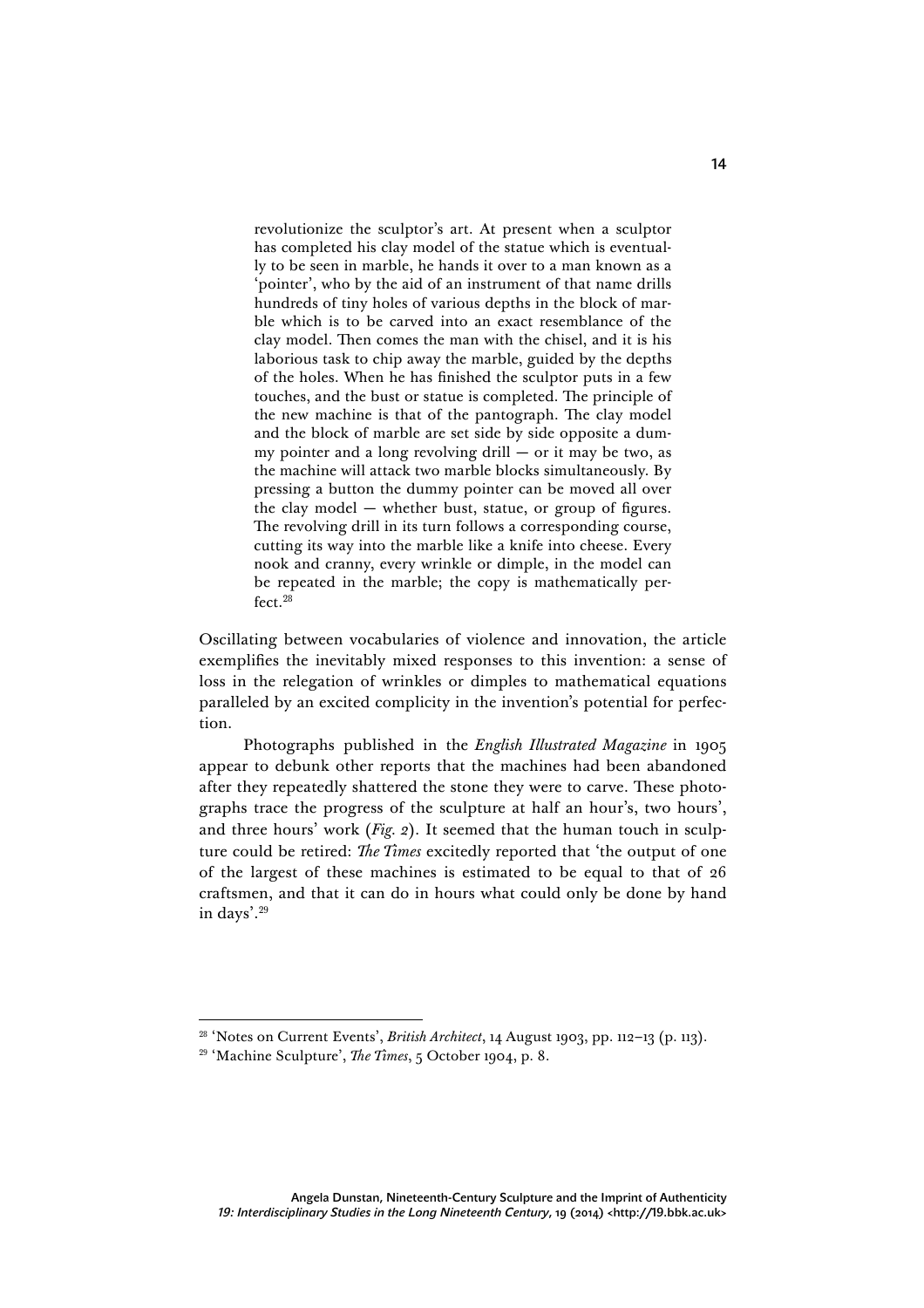> revolutionize the sculptor's art. At present when a sculptor has completed his clay model of the statue which is eventually to be seen in marble, he hands it over to a man known as a 'pointer', who by the aid of an instrument of that name drills hundreds of tiny holes of various depths in the block of marble which is to be carved into an exact resemblance of the clay model. Then comes the man with the chisel, and it is his laborious task to chip away the marble, guided by the depths of the holes. When he has finished the sculptor puts in a few touches, and the bust or statue is completed. The principle of the new machine is that of the pantograph. The clay model and the block of marble are set side by side opposite a dummy pointer and a long revolving drill — or it may be two, as the machine will attack two marble blocks simultaneously. By pressing a button the dummy pointer can be moved all over the clay model — whether bust, statue, or group of figures. The revolving drill in its turn follows a corresponding course, cutting its way into the marble like a knife into cheese. Every nook and cranny, every wrinkle or dimple, in the model can be repeated in the marble; the copy is mathematically perfect.[28]

Oscillating between vocabularies of violence and innovation, the article exemplifies the inevitably mixed responses to this invention: a sense of loss in the relegation of wrinkles or dimples to mathematical equations paralleled by an excited complicity in the invention's potential for perfection.

Photographs published in the *English Illustrated Magazine* in 1905 appear to debunk other reports that the machines had been abandoned after they repeatedly shattered the stone they were to carve. These photographs trace the progress of the sculpture at half an hour's, two hours', and three hours' work (*Fig. 2*). It seemed that the human touch in sculpture could be retired: *The Times* excitedly reported that 'the output of one of the largest of these machines is estimated to be equal to that of 26 craftsmen, and that it can do in hours what could only be done by hand in days'.[29]

---

[28] 'Notes on Current Events', *British Architect*, 14 August 1903, pp. 112–13 (p. 113).

[29] 'Machine Sculpture', *The Times*, 5 October 1904, p. 8.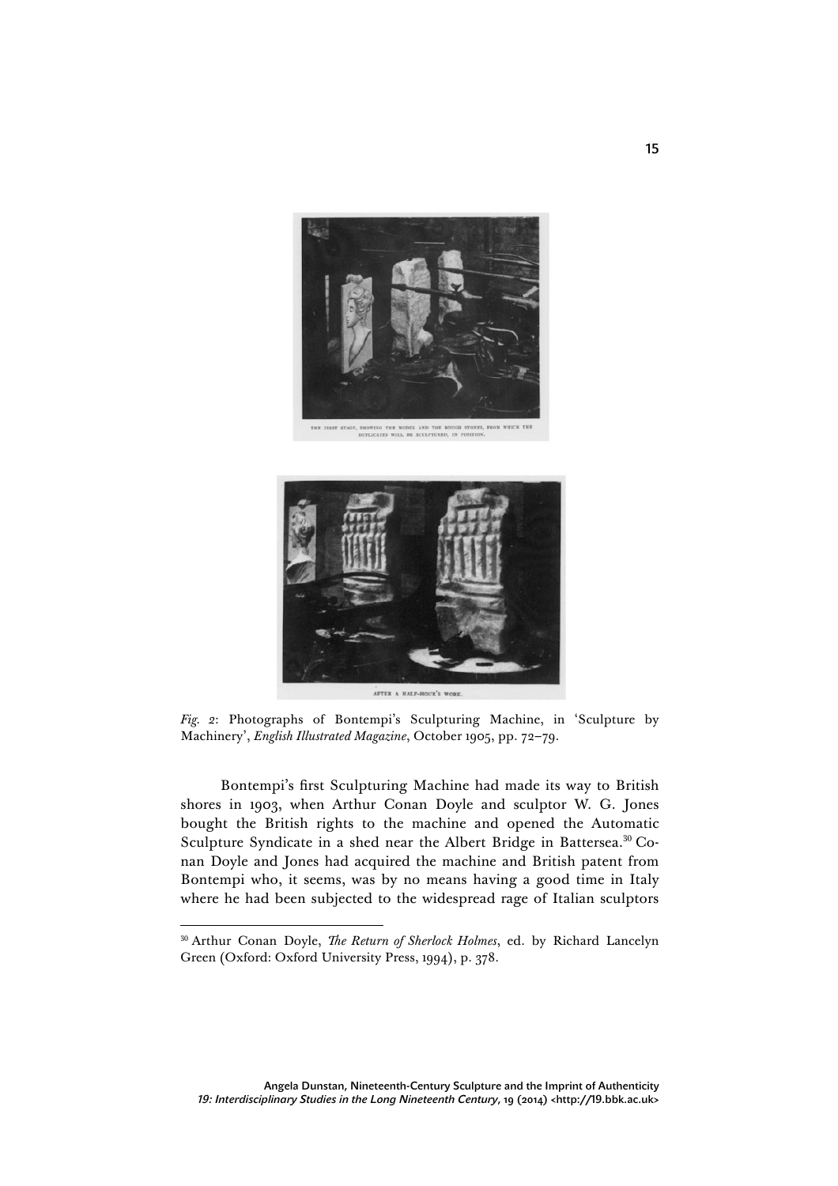THE FIRST STAGE, SHOWING THE MODEL AND THE ROUGH STONES, FROM WHICH THE DUPLICATES WILL BE SCULPTURED, IN POSITION.

AFTER A HALF-HOUR'S WORK.

*Fig. 2*: Photographs of Bontempi's Sculpturing Machine, in 'Sculpture by Machinery', *English Illustrated Magazine*, October 1905, pp. 72–79.

Bontempi's first Sculpturing Machine had made its way to British shores in 1903, when Arthur Conan Doyle and sculptor W. G. Jones bought the British rights to the machine and opened the Automatic Sculpture Syndicate in a shed near the Albert Bridge in Battersea.[30] Conan Doyle and Jones had acquired the machine and British patent from Bontempi who, it seems, was by no means having a good time in Italy where he had been subjected to the widespread rage of Italian sculptors

[30] Arthur Conan Doyle, *The Return of Sherlock Holmes*, ed. by Richard Lancelyn Green (Oxford: Oxford University Press, 1994), p. 378.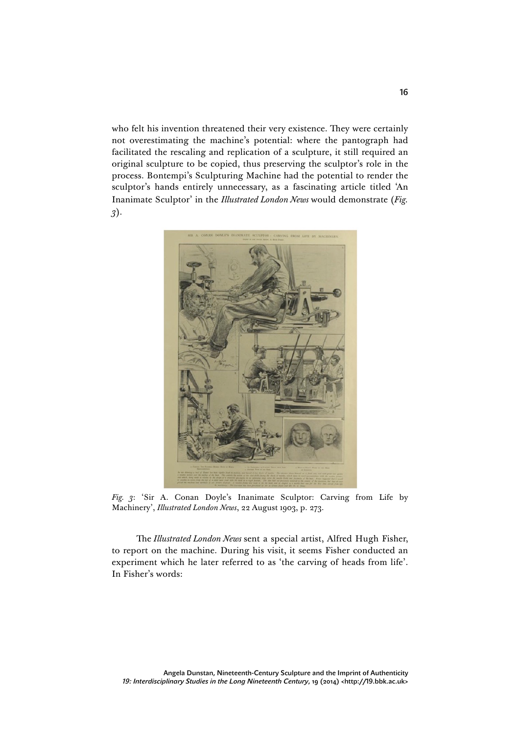who felt his invention threatened their very existence. They were certainly not overestimating the machine's potential: where the pantograph had facilitated the rescaling and replication of a sculpture, it still required an original sculpture to be copied, thus preserving the sculptor's role in the process. Bontempi's Sculpturing Machine had the potential to render the sculptor's hands entirely unnecessary, as a fascinating article titled 'An Inanimate Sculptor' in the *Illustrated London News* would demonstrate (*Fig. 3*).

*Fig. 3*: 'Sir A. Conan Doyle's Inanimate Sculptor: Carving from Life by Machinery', *Illustrated London News*, 22 August 1903, p. 273.

The *Illustrated London News* sent a special artist, Alfred Hugh Fisher, to report on the machine. During his visit, it seems Fisher conducted an experiment which he later referred to as 'the carving of heads from life'. In Fisher's words: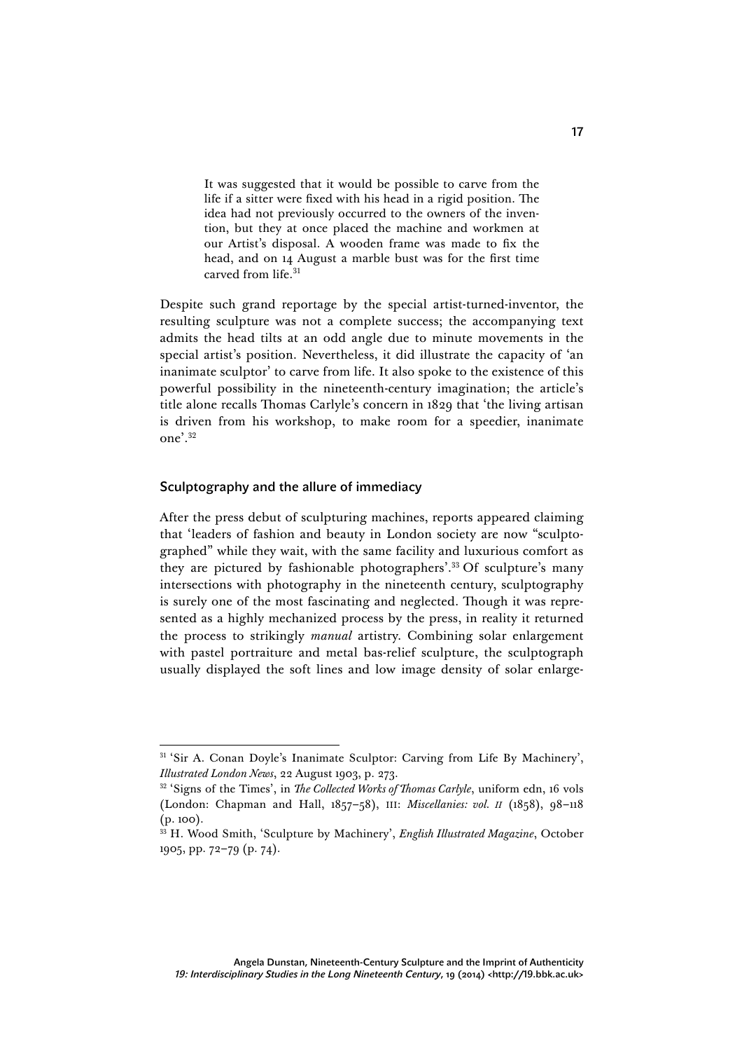> It was suggested that it would be possible to carve from the life if a sitter were fixed with his head in a rigid position. The idea had not previously occurred to the owners of the invention, but they at once placed the machine and workmen at our Artist's disposal. A wooden frame was made to fix the head, and on 14 August a marble bust was for the first time carved from life.[31]

Despite such grand reportage by the special artist-turned-inventor, the resulting sculpture was not a complete success; the accompanying text admits the head tilts at an odd angle due to minute movements in the special artist's position. Nevertheless, it did illustrate the capacity of 'an inanimate sculptor' to carve from life. It also spoke to the existence of this powerful possibility in the nineteenth-century imagination; the article's title alone recalls Thomas Carlyle's concern in 1829 that 'the living artisan is driven from his workshop, to make room for a speedier, inanimate one'.[32]

## Sculptography and the allure of immediacy

After the press debut of sculpturing machines, reports appeared claiming that 'leaders of fashion and beauty in London society are now "sculptographed" while they wait, with the same facility and luxurious comfort as they are pictured by fashionable photographers'.[33] Of sculpture's many intersections with photography in the nineteenth century, sculptography is surely one of the most fascinating and neglected. Though it was represented as a highly mechanized process by the press, in reality it returned the process to strikingly *manual* artistry. Combining solar enlargement with pastel portraiture and metal bas-relief sculpture, the sculptograph usually displayed the soft lines and low image density of solar enlarge-

---

[31] 'Sir A. Conan Doyle's Inanimate Sculptor: Carving from Life By Machinery', *Illustrated London News*, 22 August 1903, p. 273.

[32] 'Signs of the Times', in *The Collected Works of Thomas Carlyle*, uniform edn, 16 vols (London: Chapman and Hall, 1857–58), III: *Miscellanies: vol. II* (1858), 98–118 (p. 100).

[33] H. Wood Smith, 'Sculpture by Machinery', *English Illustrated Magazine*, October 1905, pp. 72–79 (p. 74).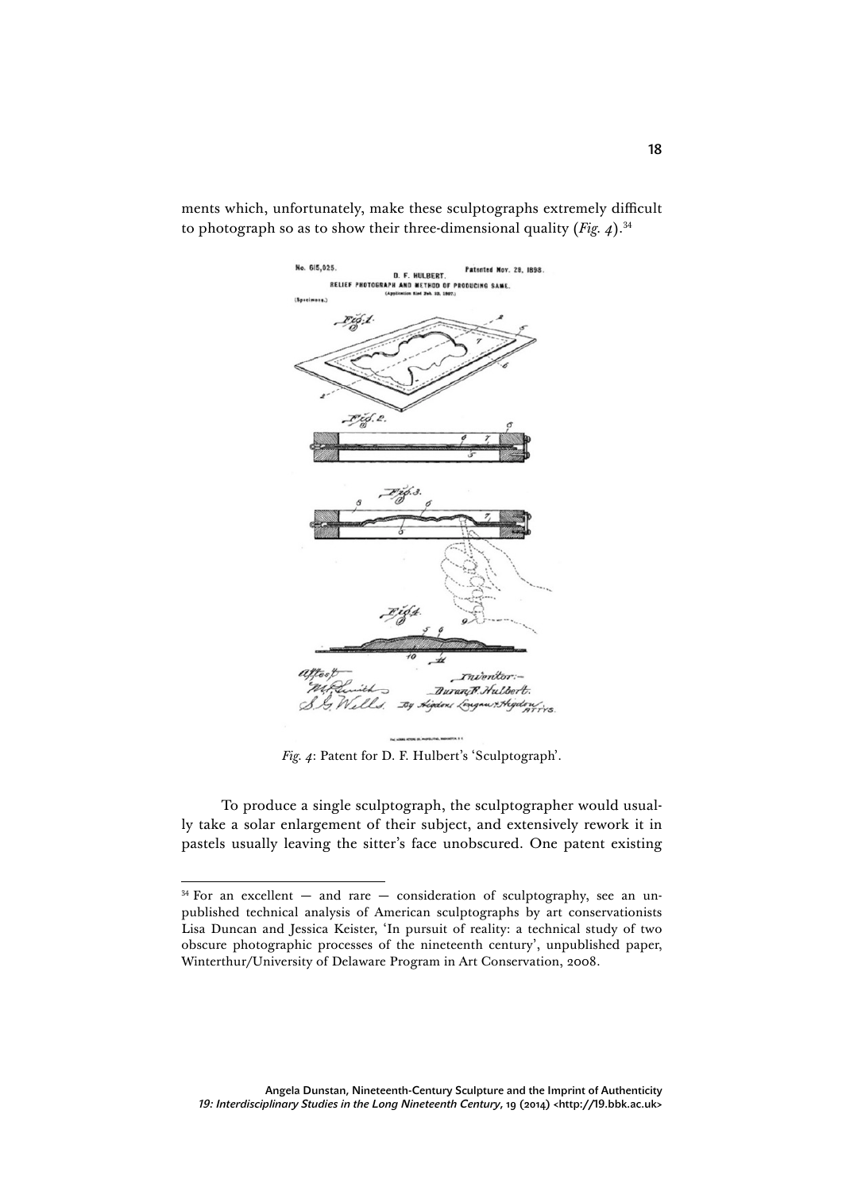ments which, unfortunately, make these sculptographs extremely difficult to photograph so as to show their three-dimensional quality (*Fig. 4*).[34]

*Fig. 4*: Patent for D. F. Hulbert's 'Sculptograph'.

To produce a single sculptograph, the sculptographer would usually take a solar enlargement of their subject, and extensively rework it in pastels usually leaving the sitter's face unobscured. One patent existing

[34] For an excellent — and rare — consideration of sculptography, see an unpublished technical analysis of American sculptographs by art conservationists Lisa Duncan and Jessica Keister, 'In pursuit of reality: a technical study of two obscure photographic processes of the nineteenth century', unpublished paper, Winterthur/University of Delaware Program in Art Conservation, 2008.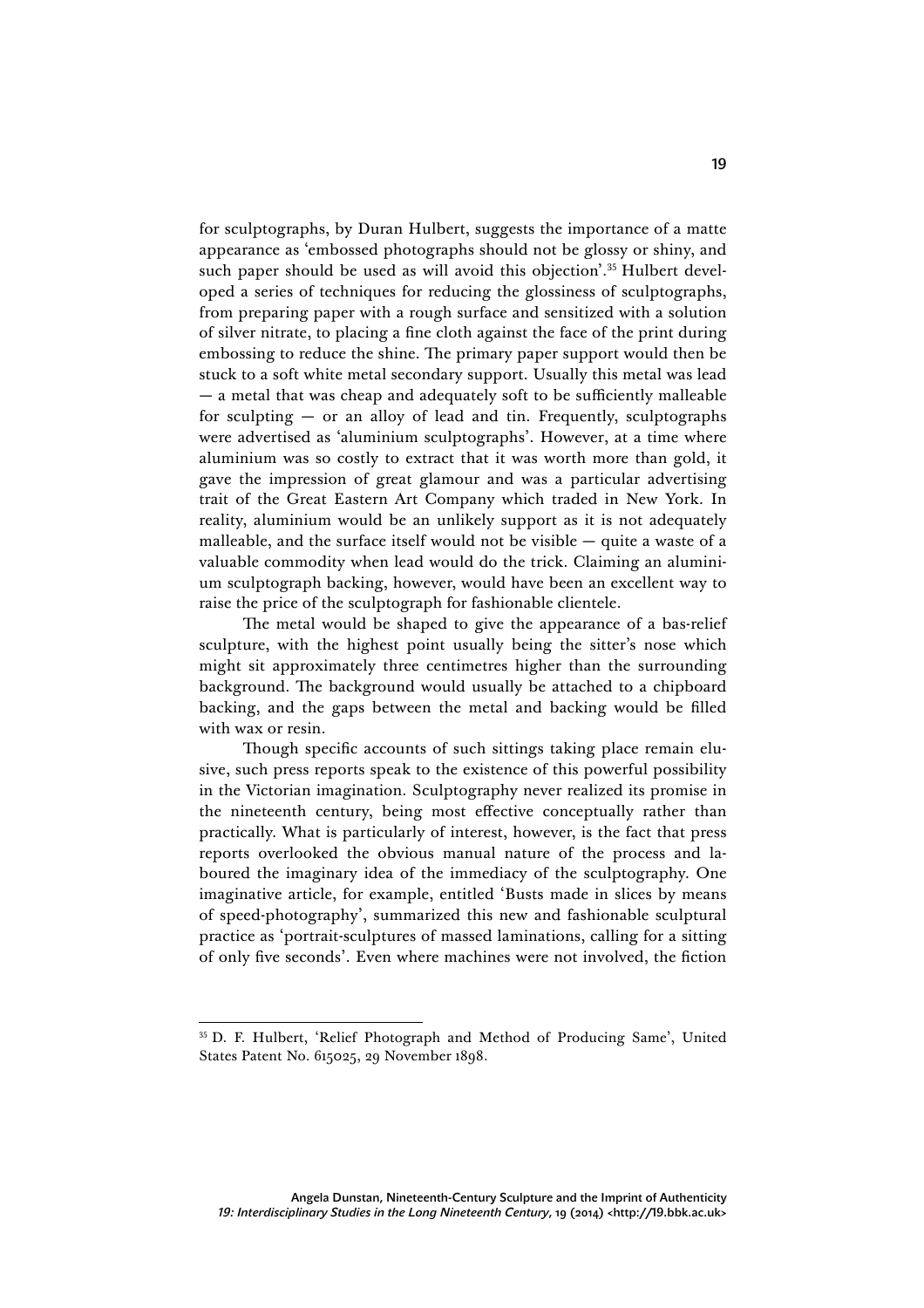for sculptographs, by Duran Hulbert, suggests the importance of a matte appearance as 'embossed photographs should not be glossy or shiny, and such paper should be used as will avoid this objection'.[35] Hulbert developed a series of techniques for reducing the glossiness of sculptographs, from preparing paper with a rough surface and sensitized with a solution of silver nitrate, to placing a fine cloth against the face of the print during embossing to reduce the shine. The primary paper support would then be stuck to a soft white metal secondary support. Usually this metal was lead — a metal that was cheap and adequately soft to be sufficiently malleable for sculpting — or an alloy of lead and tin. Frequently, sculptographs were advertised as 'aluminium sculptographs'. However, at a time where aluminium was so costly to extract that it was worth more than gold, it gave the impression of great glamour and was a particular advertising trait of the Great Eastern Art Company which traded in New York. In reality, aluminium would be an unlikely support as it is not adequately malleable, and the surface itself would not be visible — quite a waste of a valuable commodity when lead would do the trick. Claiming an aluminium sculptograph backing, however, would have been an excellent way to raise the price of the sculptograph for fashionable clientele.

The metal would be shaped to give the appearance of a bas-relief sculpture, with the highest point usually being the sitter's nose which might sit approximately three centimetres higher than the surrounding background. The background would usually be attached to a chipboard backing, and the gaps between the metal and backing would be filled with wax or resin.

Though specific accounts of such sittings taking place remain elusive, such press reports speak to the existence of this powerful possibility in the Victorian imagination. Sculptography never realized its promise in the nineteenth century, being most effective conceptually rather than practically. What is particularly of interest, however, is the fact that press reports overlooked the obvious manual nature of the process and laboured the imaginary idea of the immediacy of the sculptography. One imaginative article, for example, entitled 'Busts made in slices by means of speed-photography', summarized this new and fashionable sculptural practice as 'portrait-sculptures of massed laminations, calling for a sitting of only five seconds'. Even where machines were not involved, the fiction

[35] D. F. Hulbert, 'Relief Photograph and Method of Producing Same', United States Patent No. 615025, 29 November 1898.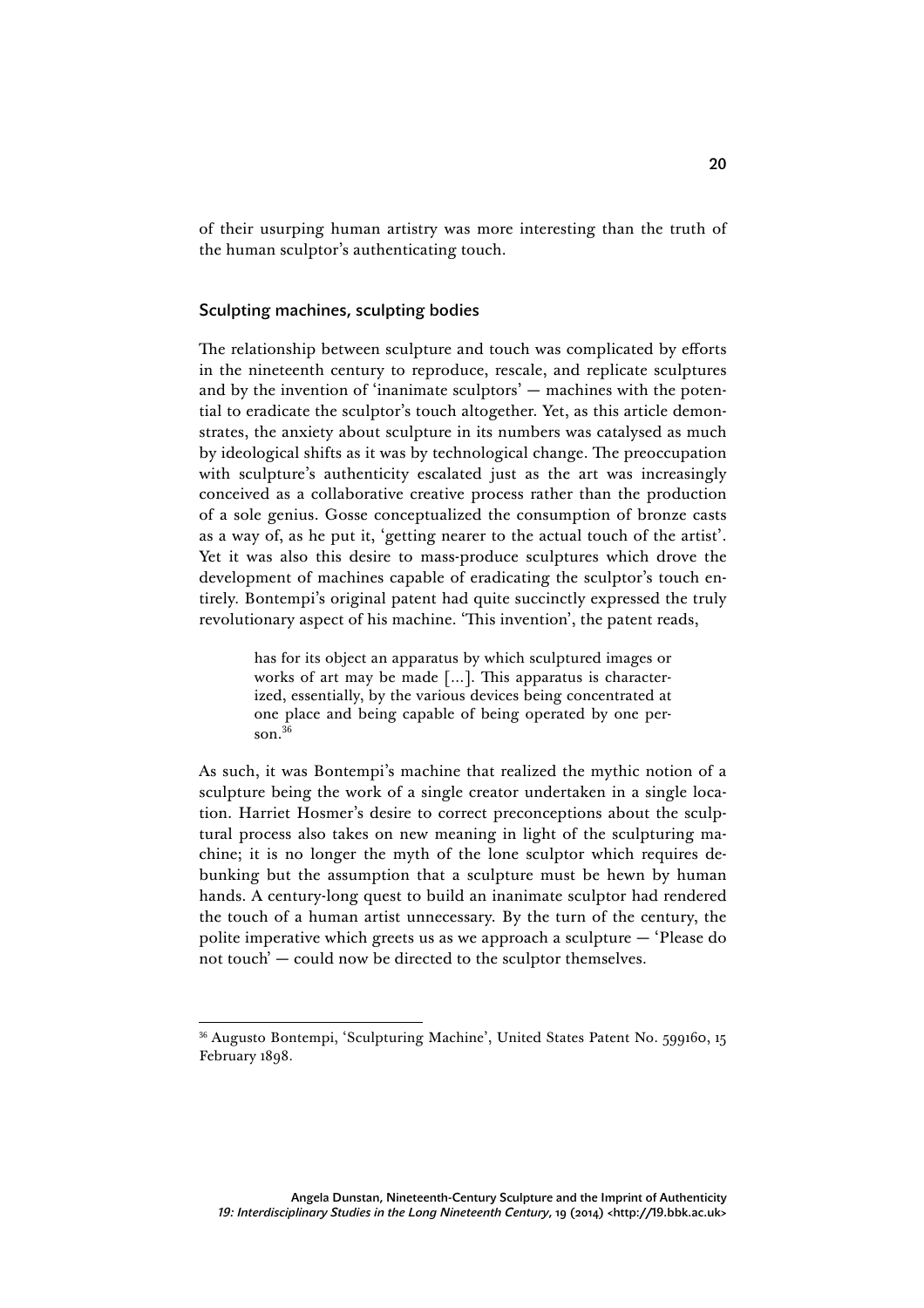of their usurping human artistry was more interesting than the truth of the human sculptor's authenticating touch.

## Sculpting machines, sculpting bodies

The relationship between sculpture and touch was complicated by efforts in the nineteenth century to reproduce, rescale, and replicate sculptures and by the invention of 'inanimate sculptors' — machines with the potential to eradicate the sculptor's touch altogether. Yet, as this article demonstrates, the anxiety about sculpture in its numbers was catalysed as much by ideological shifts as it was by technological change. The preoccupation with sculpture's authenticity escalated just as the art was increasingly conceived as a collaborative creative process rather than the production of a sole genius. Gosse conceptualized the consumption of bronze casts as a way of, as he put it, 'getting nearer to the actual touch of the artist'. Yet it was also this desire to mass-produce sculptures which drove the development of machines capable of eradicating the sculptor's touch entirely. Bontempi's original patent had quite succinctly expressed the truly revolutionary aspect of his machine. 'This invention', the patent reads,

> has for its object an apparatus by which sculptured images or works of art may be made [...]. This apparatus is characterized, essentially, by the various devices being concentrated at one place and being capable of being operated by one person.[36]

As such, it was Bontempi's machine that realized the mythic notion of a sculpture being the work of a single creator undertaken in a single location. Harriet Hosmer's desire to correct preconceptions about the sculptural process also takes on new meaning in light of the sculpturing machine; it is no longer the myth of the lone sculptor which requires debunking but the assumption that a sculpture must be hewn by human hands. A century-long quest to build an inanimate sculptor had rendered the touch of a human artist unnecessary. By the turn of the century, the polite imperative which greets us as we approach a sculpture — 'Please do not touch' — could now be directed to the sculptor themselves.

---

[36] Augusto Bontempi, 'Sculpturing Machine', United States Patent No. 599160, 15 February 1898.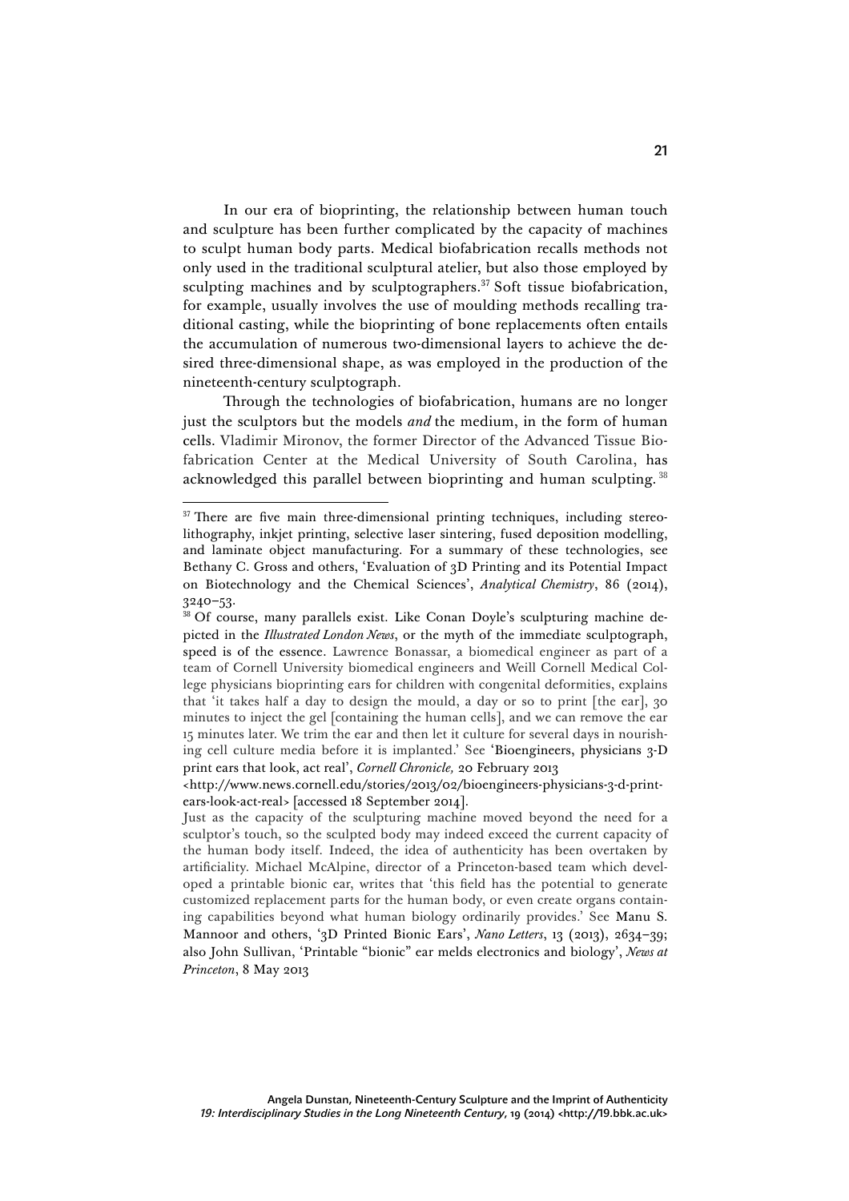In our era of bioprinting, the relationship between human touch and sculpture has been further complicated by the capacity of machines to sculpt human body parts. Medical biofabrication recalls methods not only used in the traditional sculptural atelier, but also those employed by sculpting machines and by sculptographers.[37] Soft tissue biofabrication, for example, usually involves the use of moulding methods recalling traditional casting, while the bioprinting of bone replacements often entails the accumulation of numerous two-dimensional layers to achieve the desired three-dimensional shape, as was employed in the production of the nineteenth-century sculptograph.

Through the technologies of biofabrication, humans are no longer just the sculptors but the models *and* the medium, in the form of human cells. Vladimir Mironov, the former Director of the Advanced Tissue Biofabrication Center at the Medical University of South Carolina, has acknowledged this parallel between bioprinting and human sculpting.[38]

---

[37] There are five main three-dimensional printing techniques, including stereolithography, inkjet printing, selective laser sintering, fused deposition modelling, and laminate object manufacturing. For a summary of these technologies, see Bethany C. Gross and others, 'Evaluation of 3D Printing and its Potential Impact on Biotechnology and the Chemical Sciences', *Analytical Chemistry*, 86 (2014), 3240–53.

[38] Of course, many parallels exist. Like Conan Doyle's sculpturing machine depicted in the *Illustrated London News*, or the myth of the immediate sculptograph, speed is of the essence. Lawrence Bonassar, a biomedical engineer as part of a team of Cornell University biomedical engineers and Weill Cornell Medical College physicians bioprinting ears for children with congenital deformities, explains that 'it takes half a day to design the mould, a day or so to print [the ear], 30 minutes to inject the gel [containing the human cells], and we can remove the ear 15 minutes later. We trim the ear and then let it culture for several days in nourishing cell culture media before it is implanted.' See 'Bioengineers, physicians 3-D print ears that look, act real', *Cornell Chronicle,* 20 February 2013 <http://www.news.cornell.edu/stories/2013/02/bioengineers-physicians-3-d-print-ears-look-act-real> [accessed 18 September 2014].

Just as the capacity of the sculpturing machine moved beyond the need for a sculptor's touch, so the sculpted body may indeed exceed the current capacity of the human body itself. Indeed, the idea of authenticity has been overtaken by artificiality. Michael McAlpine, director of a Princeton-based team which developed a printable bionic ear, writes that 'this field has the potential to generate customized replacement parts for the human body, or even create organs containing capabilities beyond what human biology ordinarily provides.' See Manu S. Mannoor and others, '3D Printed Bionic Ears', *Nano Letters*, 13 (2013), 2634–39; also John Sullivan, 'Printable "bionic" ear melds electronics and biology', *News at Princeton*, 8 May 2013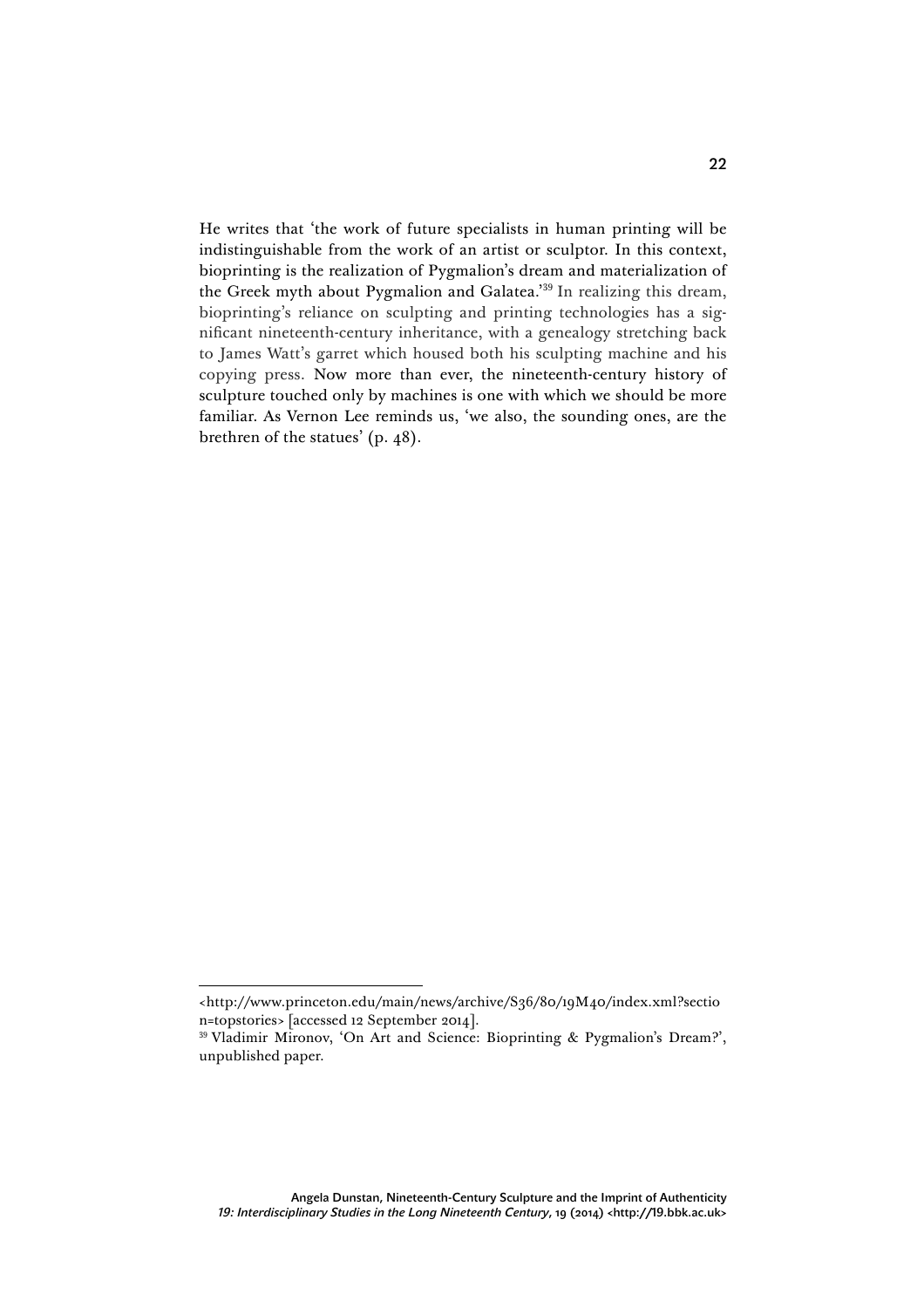He writes that 'the work of future specialists in human printing will be indistinguishable from the work of an artist or sculptor. In this context, bioprinting is the realization of Pygmalion's dream and materialization of the Greek myth about Pygmalion and Galatea.'[39] In realizing this dream, bioprinting's reliance on sculpting and printing technologies has a significant nineteenth-century inheritance, with a genealogy stretching back to James Watt's garret which housed both his sculpting machine and his copying press. Now more than ever, the nineteenth-century history of sculpture touched only by machines is one with which we should be more familiar. As Vernon Lee reminds us, 'we also, the sounding ones, are the brethren of the statues' (p. 48).

---

<http://www.princeton.edu/main/news/archive/S36/80/19M40/index.xml?section=topstories> [accessed 12 September 2014].

[39] Vladimir Mironov, 'On Art and Science: Bioprinting & Pygmalion's Dream?', unpublished paper.